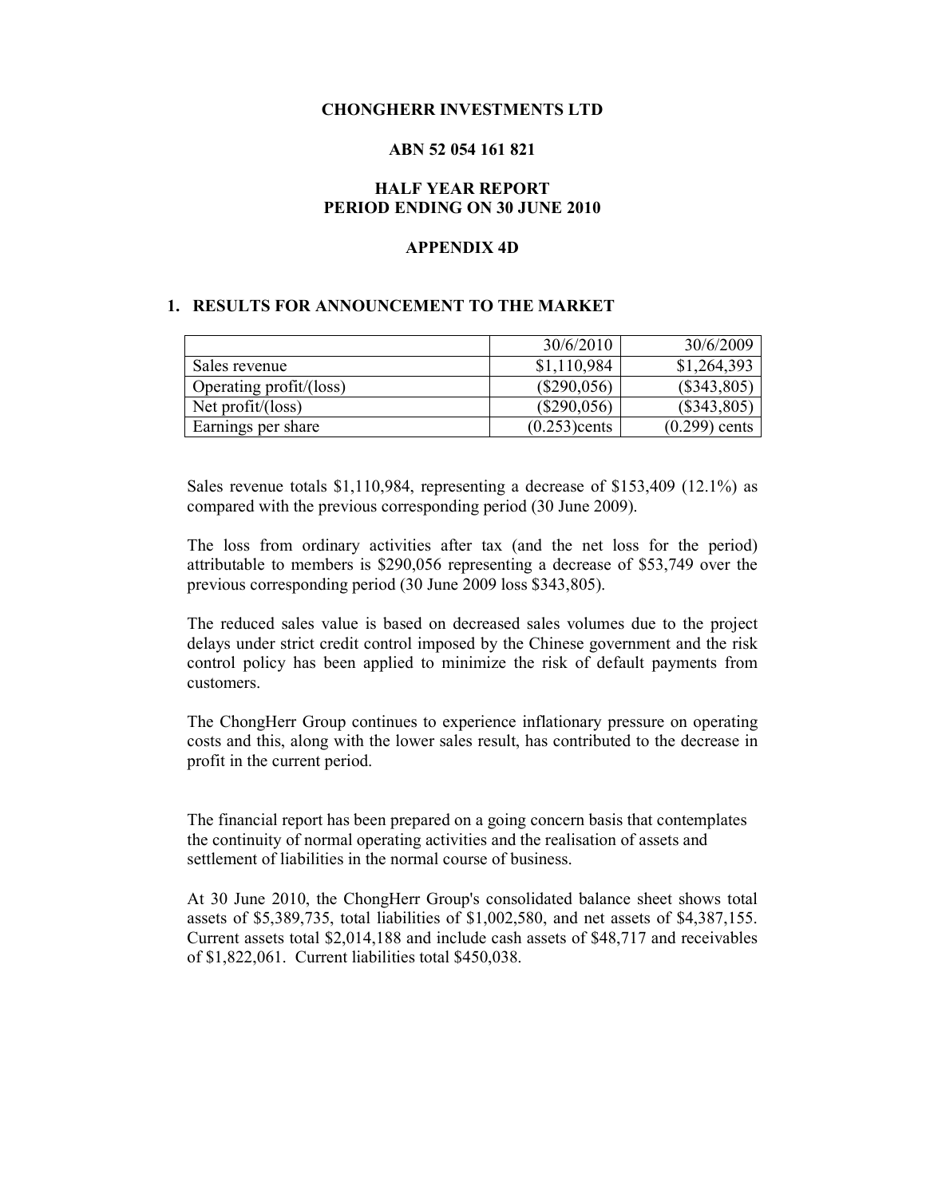**CHONGHERR INVESTMENTS LTD**

**ABN 52 054 161 821**

**HALF YEAR REPORT**
**PERIOD ENDING ON 30 JUNE 2010**

**APPENDIX 4D**

## 1. RESULTS FOR ANNOUNCEMENT TO THE MARKET

| | 30/6/2010 | 30/6/2009 |
|---|---|---|
| Sales revenue | $1,110,984 | $1,264,393 |
| Operating profit/(loss) | ($290,056) | ($343,805) |
| Net profit/(loss) | ($290,056) | ($343,805) |
| Earnings per share | (0.253)cents | (0.299) cents |

Sales revenue totals $1,110,984, representing a decrease of $153,409 (12.1%) as compared with the previous corresponding period (30 June 2009).

The loss from ordinary activities after tax (and the net loss for the period) attributable to members is $290,056 representing a decrease of $53,749 over the previous corresponding period (30 June 2009 loss $343,805).

The reduced sales value is based on decreased sales volumes due to the project delays under strict credit control imposed by the Chinese government and the risk control policy has been applied to minimize the risk of default payments from customers.

The ChongHerr Group continues to experience inflationary pressure on operating costs and this, along with the lower sales result, has contributed to the decrease in profit in the current period.

The financial report has been prepared on a going concern basis that contemplates the continuity of normal operating activities and the realisation of assets and settlement of liabilities in the normal course of business.

At 30 June 2010, the ChongHerr Group's consolidated balance sheet shows total assets of $5,389,735, total liabilities of $1,002,580, and net assets of $4,387,155. Current assets total $2,014,188 and include cash assets of $48,717 and receivables of $1,822,061. Current liabilities total $450,038.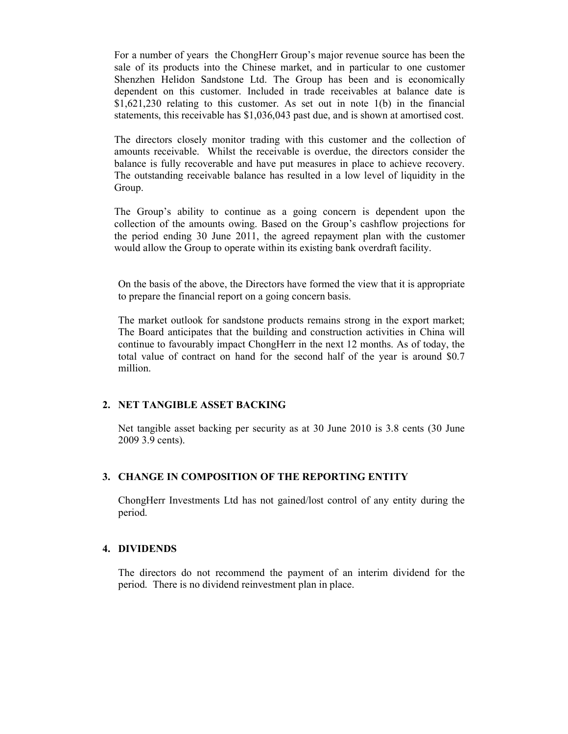For a number of years the ChongHerr Group's major revenue source has been the sale of its products into the Chinese market, and in particular to one customer Shenzhen Helidon Sandstone Ltd. The Group has been and is economically dependent on this customer. Included in trade receivables at balance date is $1,621,230 relating to this customer. As set out in note 1(b) in the financial statements, this receivable has $1,036,043 past due, and is shown at amortised cost.

The directors closely monitor trading with this customer and the collection of amounts receivable. Whilst the receivable is overdue, the directors consider the balance is fully recoverable and have put measures in place to achieve recovery. The outstanding receivable balance has resulted in a low level of liquidity in the Group.

The Group's ability to continue as a going concern is dependent upon the collection of the amounts owing. Based on the Group's cashflow projections for the period ending 30 June 2011, the agreed repayment plan with the customer would allow the Group to operate within its existing bank overdraft facility.

On the basis of the above, the Directors have formed the view that it is appropriate to prepare the financial report on a going concern basis.

The market outlook for sandstone products remains strong in the export market; The Board anticipates that the building and construction activities in China will continue to favourably impact ChongHerr in the next 12 months. As of today, the total value of contract on hand for the second half of the year is around $0.7 million.

## 2. NET TANGIBLE ASSET BACKING

Net tangible asset backing per security as at 30 June 2010 is 3.8 cents (30 June 2009 3.9 cents).

## 3. CHANGE IN COMPOSITION OF THE REPORTING ENTITY

ChongHerr Investments Ltd has not gained/lost control of any entity during the period.

## 4. DIVIDENDS

The directors do not recommend the payment of an interim dividend for the period. There is no dividend reinvestment plan in place.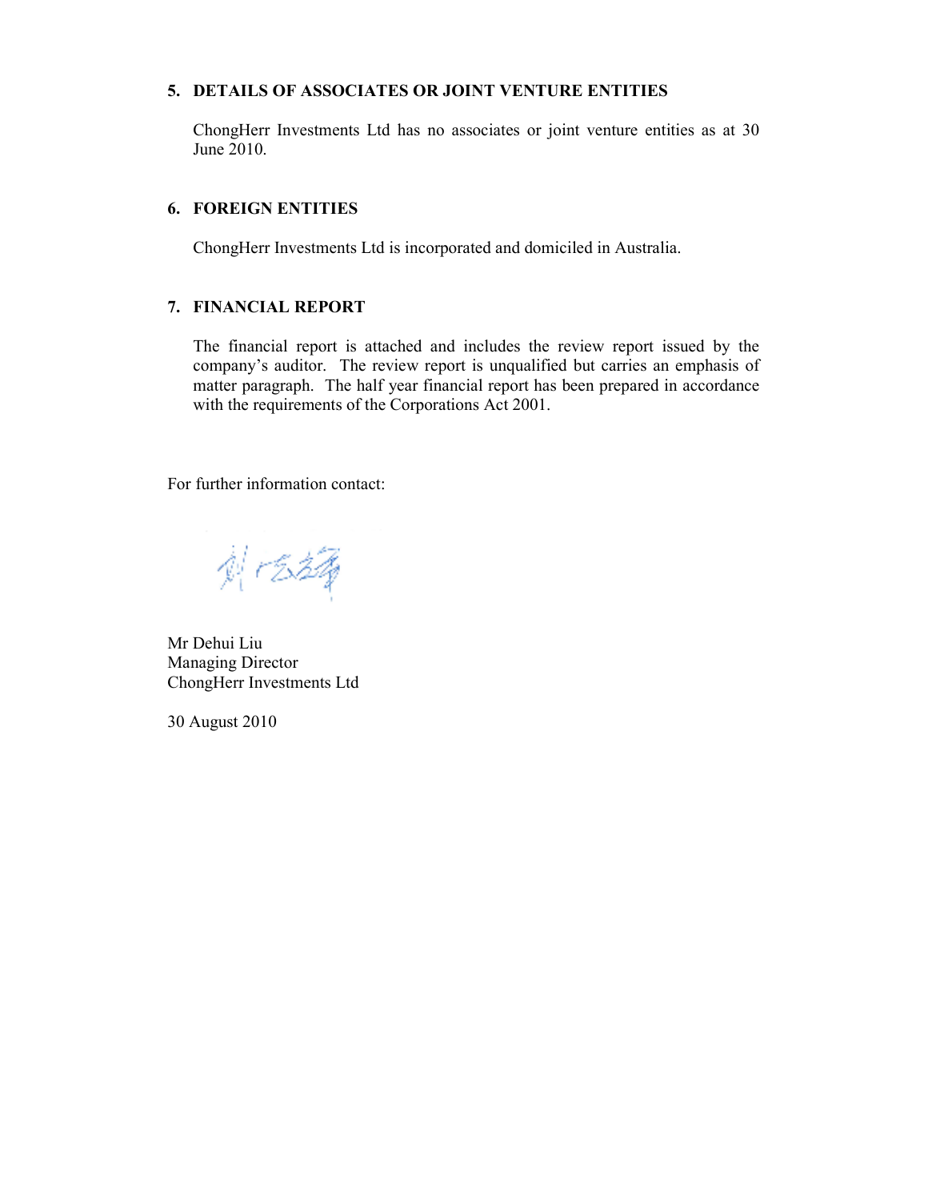## 5. DETAILS OF ASSOCIATES OR JOINT VENTURE ENTITIES

ChongHerr Investments Ltd has no associates or joint venture entities as at 30 June 2010.

## 6. FOREIGN ENTITIES

ChongHerr Investments Ltd is incorporated and domiciled in Australia.

## 7. FINANCIAL REPORT

The financial report is attached and includes the review report issued by the company's auditor. The review report is unqualified but carries an emphasis of matter paragraph. The half year financial report has been prepared in accordance with the requirements of the Corporations Act 2001.

For further information contact:

Mr Dehui Liu
Managing Director
ChongHerr Investments Ltd

30 August 2010